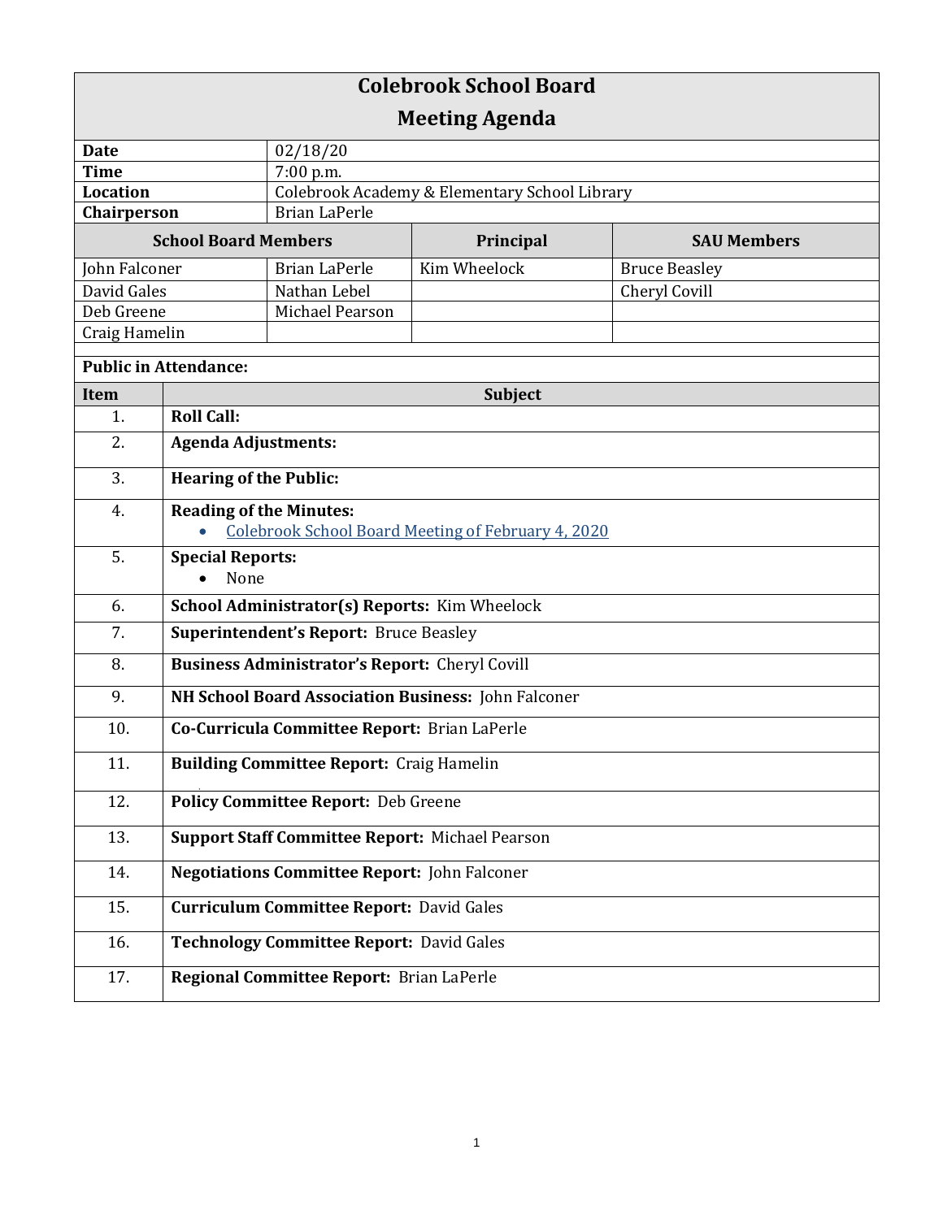# Colebrook School Board

## Meeting Agenda

| | |
|---|---|
| **Date** | 02/18/20 |
| **Time** | 7:00 p.m. |
| **Location** | Colebrook Academy & Elementary School Library |
| **Chairperson** | Brian LaPerle |

| School Board Members | | Principal | SAU Members |
|---|---|---|---|
| John Falconer | Brian LaPerle | Kim Wheelock | Bruce Beasley |
| David Gales | Nathan Lebel | | Cheryl Covill |
| Deb Greene | Michael Pearson | | |
| Craig Hamelin | | | |

**Public in Attendance:**

| Item | Subject |
|---|---|
| 1. | **Roll Call:** |
| 2. | **Agenda Adjustments:** |
| 3. | **Hearing of the Public:** |
| 4. | **Reading of the Minutes:**<br>• Colebrook School Board Meeting of February 4, 2020 |
| 5. | **Special Reports:**<br>• None |
| 6. | **School Administrator(s) Reports:** Kim Wheelock |
| 7. | **Superintendent's Report:** Bruce Beasley |
| 8. | **Business Administrator's Report:** Cheryl Covill |
| 9. | **NH School Board Association Business:** John Falconer |
| 10. | **Co-Curricula Committee Report:** Brian LaPerle |
| 11. | **Building Committee Report:** Craig Hamelin |
| 12. | **Policy Committee Report:** Deb Greene |
| 13. | **Support Staff Committee Report:** Michael Pearson |
| 14. | **Negotiations Committee Report:** John Falconer |
| 15. | **Curriculum Committee Report:** David Gales |
| 16. | **Technology Committee Report:** David Gales |
| 17. | **Regional Committee Report:** Brian LaPerle |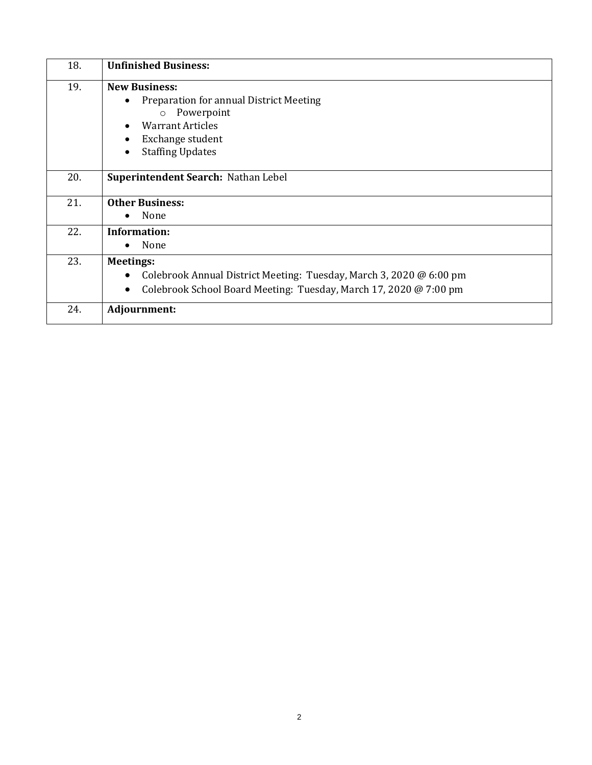| | |
|---|---|
| 18. | **Unfinished Business:** |
| 19. | **New Business:**<br>• Preparation for annual District Meeting<br>  ○ Powerpoint<br>• Warrant Articles<br>• Exchange student<br>• Staffing Updates |
| 20. | **Superintendent Search:** Nathan Lebel |
| 21. | **Other Business:**<br>• None |
| 22. | **Information:**<br>• None |
| 23. | **Meetings:**<br>• Colebrook Annual District Meeting: Tuesday, March 3, 2020 @ 6:00 pm<br>• Colebrook School Board Meeting: Tuesday, March 17, 2020 @ 7:00 pm |
| 24. | **Adjournment:** |